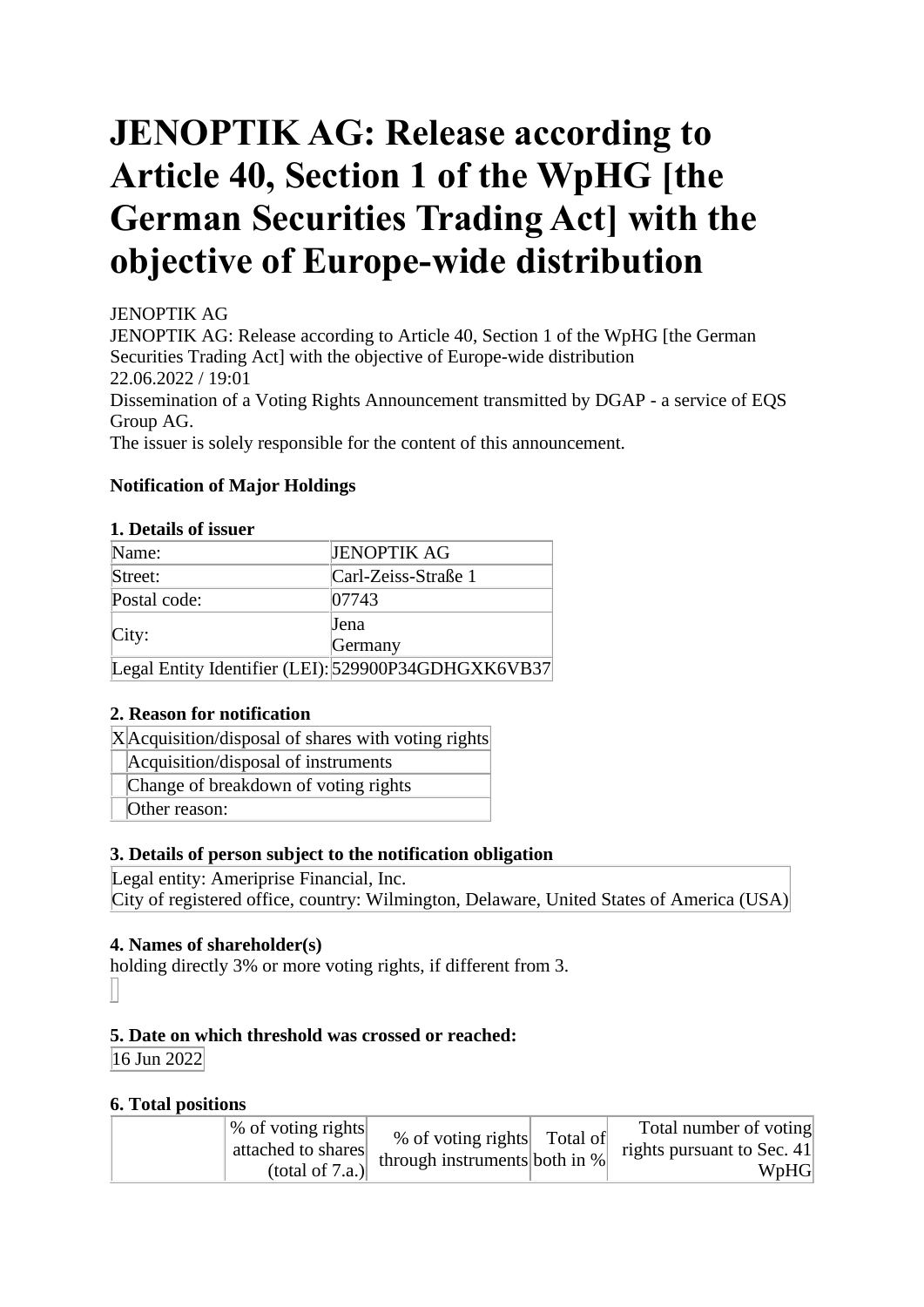# JENOPTIK AG: Release according to Article 40, Section 1 of the WpHG [the German Securities Trading Act] with the objective of Europe-wide distribution

JENOPTIK AG
JENOPTIK AG: Release according to Article 40, Section 1 of the WpHG [the German Securities Trading Act] with the objective of Europe-wide distribution
22.06.2022 / 19:01
Dissemination of a Voting Rights Announcement transmitted by DGAP - a service of EQS Group AG.
The issuer is solely responsible for the content of this announcement.

**Notification of Major Holdings**

**1. Details of issuer**

| Name: | JENOPTIK AG |
|---|---|
| Street: | Carl-Zeiss-Straße 1 |
| Postal code: | 07743 |
| City: | Jena<br>Germany |
| Legal Entity Identifier (LEI): | 529900P34GDHGXK6VB37 |

**2. Reason for notification**

| | |
|---|---|
| X | Acquisition/disposal of shares with voting rights |
| | Acquisition/disposal of instruments |
| | Change of breakdown of voting rights |
| | Other reason: |

**3. Details of person subject to the notification obligation**

Legal entity: Ameriprise Financial, Inc.
City of registered office, country: Wilmington, Delaware, United States of America (USA)

**4. Names of shareholder(s)**

holding directly 3% or more voting rights, if different from 3.

**5. Date on which threshold was crossed or reached:**

16 Jun 2022

**6. Total positions**

| | % of voting rights attached to shares (total of 7.a.) | % of voting rights through instruments | Total of both in % | Total number of voting rights pursuant to Sec. 41 WpHG |
|---|---|---|---|---|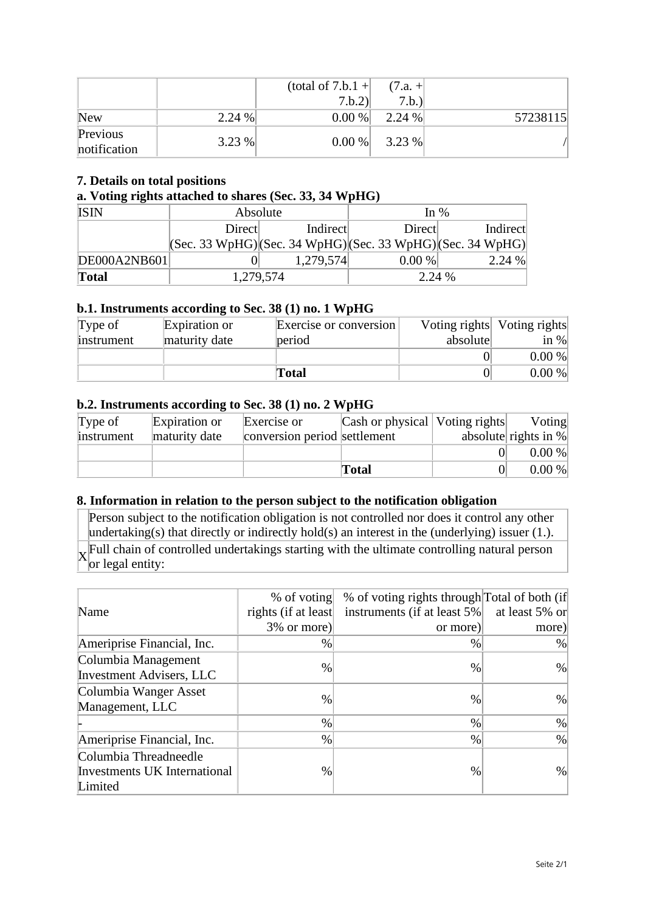| | | (total of 7.b.1 + 7.b.2) | (7.a. + 7.b.) | |
|---|---|---|---|---|
| New | 2.24 % | 0.00 % | 2.24 % | 57238115 |
| Previous notification | 3.23 % | 0.00 % | 3.23 % | / |

### 7. Details on total positions

### a. Voting rights attached to shares (Sec. 33, 34 WpHG)

| ISIN | Absolute | | In % | |
|---|---|---|---|---|
| | Direct (Sec. 33 WpHG) | Indirect (Sec. 34 WpHG) | Direct (Sec. 33 WpHG) | Indirect (Sec. 34 WpHG) |
| DE000A2NB601 | 0 | 1,279,574 | 0.00 % | 2.24 % |
| **Total** | 1,279,574 | | 2.24 % | |

### b.1. Instruments according to Sec. 38 (1) no. 1 WpHG

| Type of instrument | Expiration or maturity date | Exercise or conversion period | Voting rights absolute | Voting rights in % |
|---|---|---|---|---|
| | | | 0 | 0.00 % |
| | | **Total** | 0 | 0.00 % |

### b.2. Instruments according to Sec. 38 (1) no. 2 WpHG

| Type of instrument | Expiration or maturity date | Exercise or conversion period | Cash or physical settlement | Voting rights absolute | Voting rights in % |
|---|---|---|---|---|---|
| | | | | 0 | 0.00 % |
| | | | **Total** | 0 | 0.00 % |

### 8. Information in relation to the person subject to the notification obligation

| | |
|---|---|
| | Person subject to the notification obligation is not controlled nor does it control any other undertaking(s) that directly or indirectly hold(s) an interest in the (underlying) issuer (1.). |
| X | Full chain of controlled undertakings starting with the ultimate controlling natural person or legal entity: |

| Name | % of voting rights (if at least 3% or more) | % of voting rights through instruments (if at least 5% or more) | Total of both (if at least 5% or more) |
|---|---|---|---|
| Ameriprise Financial, Inc. | % | % | % |
| Columbia Management Investment Advisers, LLC | % | % | % |
| Columbia Wanger Asset Management, LLC | % | % | % |
| - | % | % | % |
| Ameriprise Financial, Inc. | % | % | % |
| Columbia Threadneedle Investments UK International Limited | % | % | % |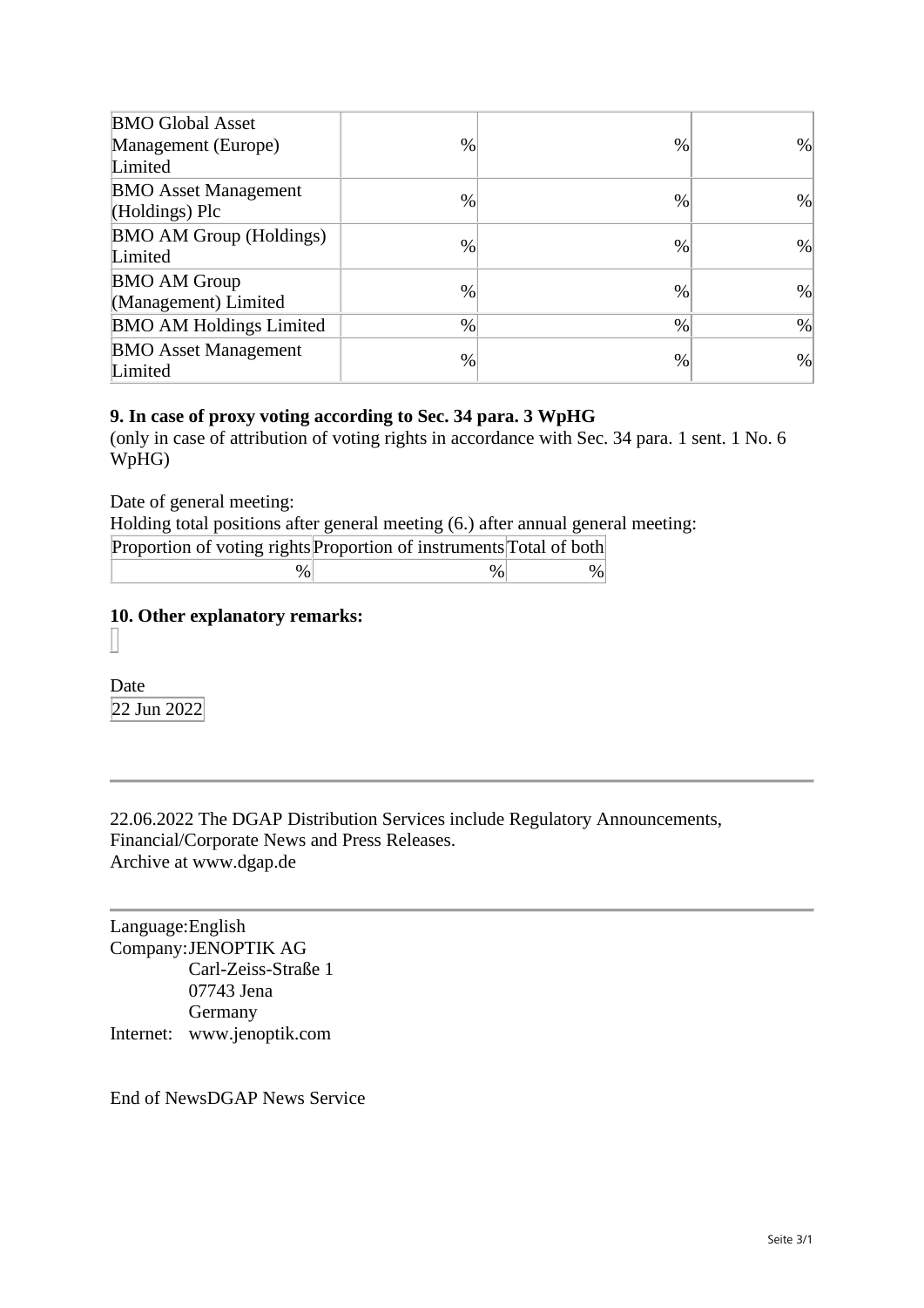| | | | |
|---|---|---|---|
| BMO Global Asset Management (Europe) Limited | % | % | % |
| BMO Asset Management (Holdings) Plc | % | % | % |
| BMO AM Group (Holdings) Limited | % | % | % |
| BMO AM Group (Management) Limited | % | % | % |
| BMO AM Holdings Limited | % | % | % |
| BMO Asset Management Limited | % | % | % |

**9. In case of proxy voting according to Sec. 34 para. 3 WpHG**
(only in case of attribution of voting rights in accordance with Sec. 34 para. 1 sent. 1 No. 6 WpHG)

Date of general meeting:
Holding total positions after general meeting (6.) after annual general meeting:

| Proportion of voting rights | Proportion of instruments | Total of both |
|---|---|---|
| % | % | % |

**10. Other explanatory remarks:**

Date
22 Jun 2022

---

22.06.2022 The DGAP Distribution Services include Regulatory Announcements, Financial/Corporate News and Press Releases.
Archive at www.dgap.de

---

Language: English
Company: JENOPTIK AG
Carl-Zeiss-Straße 1
07743 Jena
Germany
Internet: www.jenoptik.com

End of NewsDGAP News Service